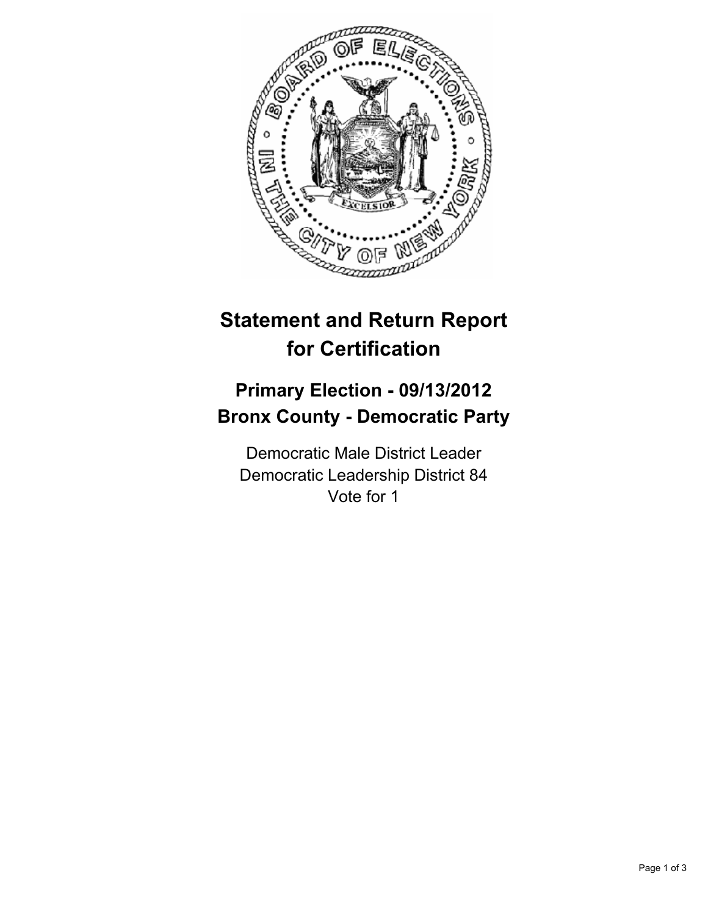# Statement and Return Report for Certification

## Primary Election - 09/13/2012
## Bronx County - Democratic Party

Democratic Male District Leader
Democratic Leadership District 84
Vote for 1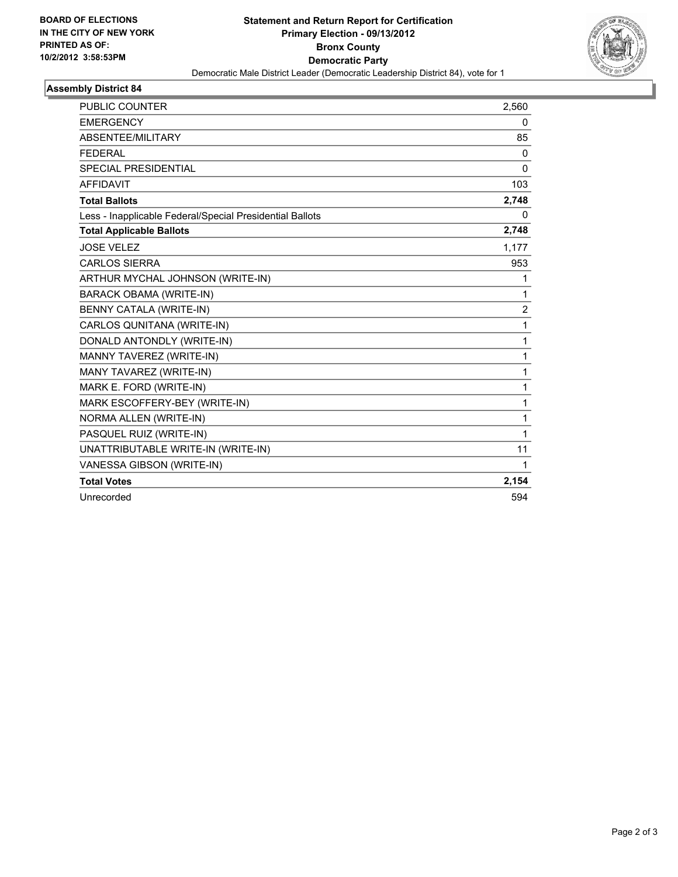**BOARD OF ELECTIONS IN THE CITY OF NEW YORK**
**PRINTED AS OF: 10/2/2012 3:58:53PM**

**Statement and Return Report for Certification**
**Primary Election - 09/13/2012**
**Bronx County**
**Democratic Party**
Democratic Male District Leader (Democratic Leadership District 84), vote for 1

### Assembly District 84

| | |
|---|---|
| PUBLIC COUNTER | 2,560 |
| EMERGENCY | 0 |
| ABSENTEE/MILITARY | 85 |
| FEDERAL | 0 |
| SPECIAL PRESIDENTIAL | 0 |
| AFFIDAVIT | 103 |
| **Total Ballots** | **2,748** |
| Less - Inapplicable Federal/Special Presidential Ballots | 0 |
| **Total Applicable Ballots** | **2,748** |
| JOSE VELEZ | 1,177 |
| CARLOS SIERRA | 953 |
| ARTHUR MYCHAL JOHNSON (WRITE-IN) | 1 |
| BARACK OBAMA (WRITE-IN) | 1 |
| BENNY CATALA (WRITE-IN) | 2 |
| CARLOS QUNITANA (WRITE-IN) | 1 |
| DONALD ANTONDLY (WRITE-IN) | 1 |
| MANNY TAVEREZ (WRITE-IN) | 1 |
| MANY TAVAREZ (WRITE-IN) | 1 |
| MARK E. FORD (WRITE-IN) | 1 |
| MARK ESCOFFERY-BEY (WRITE-IN) | 1 |
| NORMA ALLEN (WRITE-IN) | 1 |
| PASQUEL RUIZ (WRITE-IN) | 1 |
| UNATTRIBUTABLE WRITE-IN (WRITE-IN) | 11 |
| VANESSA GIBSON (WRITE-IN) | 1 |
| **Total Votes** | **2,154** |
| Unrecorded | 594 |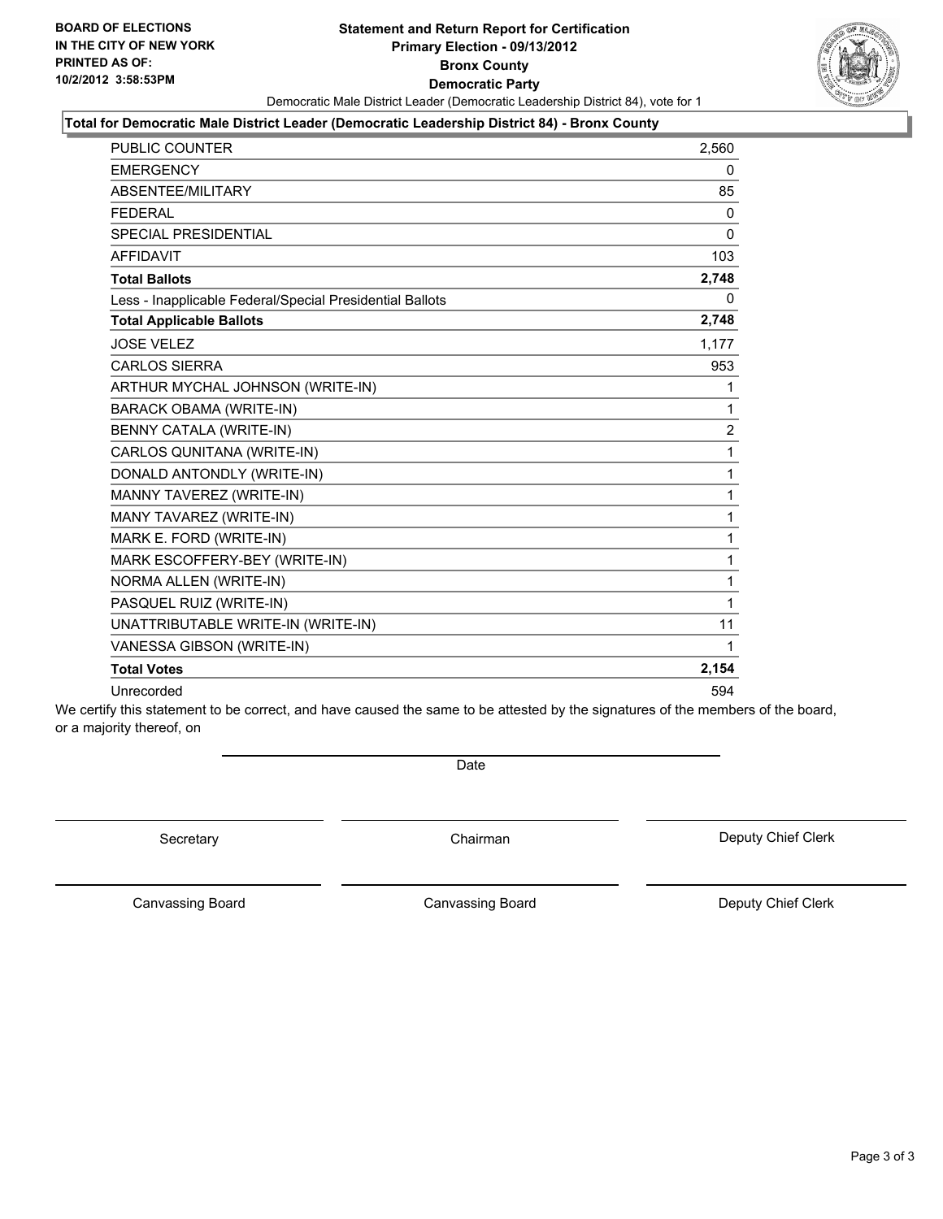**BOARD OF ELECTIONS IN THE CITY OF NEW YORK PRINTED AS OF: 10/2/2012 3:58:53PM**

# Statement and Return Report for Certification
## Primary Election - 09/13/2012
## Bronx County
## Democratic Party

Democratic Male District Leader (Democratic Leadership District 84), vote for 1

### Total for Democratic Male District Leader (Democratic Leadership District 84) - Bronx County

| | |
|---|---|
| PUBLIC COUNTER | 2,560 |
| EMERGENCY | 0 |
| ABSENTEE/MILITARY | 85 |
| FEDERAL | 0 |
| SPECIAL PRESIDENTIAL | 0 |
| AFFIDAVIT | 103 |
| **Total Ballots** | **2,748** |
| Less - Inapplicable Federal/Special Presidential Ballots | 0 |
| **Total Applicable Ballots** | **2,748** |
| JOSE VELEZ | 1,177 |
| CARLOS SIERRA | 953 |
| ARTHUR MYCHAL JOHNSON (WRITE-IN) | 1 |
| BARACK OBAMA (WRITE-IN) | 1 |
| BENNY CATALA (WRITE-IN) | 2 |
| CARLOS QUNITANA (WRITE-IN) | 1 |
| DONALD ANTONDLY (WRITE-IN) | 1 |
| MANNY TAVEREZ (WRITE-IN) | 1 |
| MANY TAVAREZ (WRITE-IN) | 1 |
| MARK E. FORD (WRITE-IN) | 1 |
| MARK ESCOFFERY-BEY (WRITE-IN) | 1 |
| NORMA ALLEN (WRITE-IN) | 1 |
| PASQUEL RUIZ (WRITE-IN) | 1 |
| UNATTRIBUTABLE WRITE-IN (WRITE-IN) | 11 |
| VANESSA GIBSON (WRITE-IN) | 1 |
| **Total Votes** | **2,154** |
| Unrecorded | 594 |

We certify this statement to be correct, and have caused the same to be attested by the signatures of the members of the board, or a majority thereof, on

Date

Secretary | Chairman | Deputy Chief Clerk

Canvassing Board | Canvassing Board | Deputy Chief Clerk